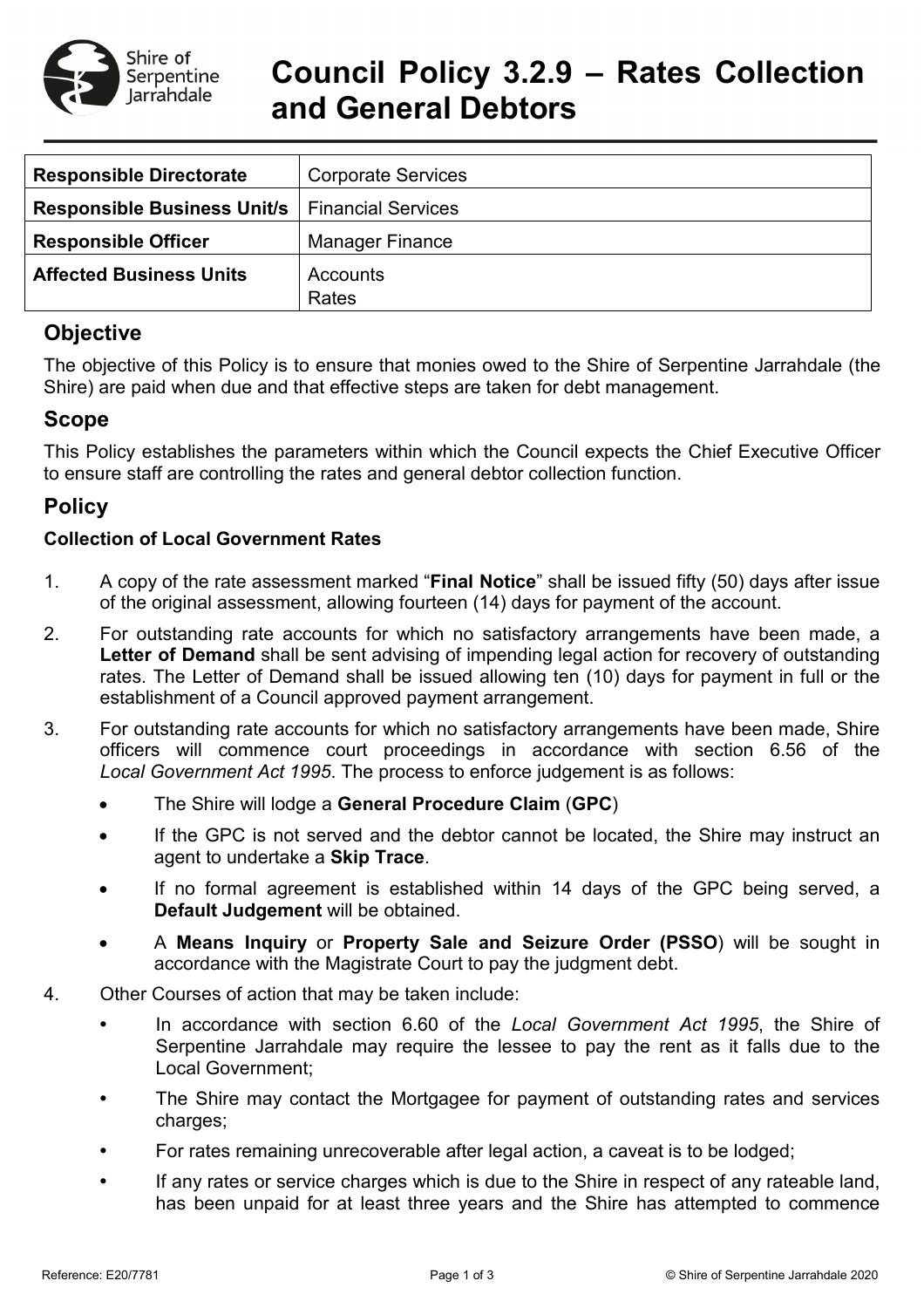# Council Policy 3.2.9 – Rates Collection and General Debtors

| Responsible Directorate | Corporate Services |
|---|---|
| **Responsible Business Unit/s** | Financial Services |
| **Responsible Officer** | Manager Finance |
| **Affected Business Units** | Accounts<br>Rates |

## Objective

The objective of this Policy is to ensure that monies owed to the Shire of Serpentine Jarrahdale (the Shire) are paid when due and that effective steps are taken for debt management.

## Scope

This Policy establishes the parameters within which the Council expects the Chief Executive Officer to ensure staff are controlling the rates and general debtor collection function.

## Policy

### Collection of Local Government Rates

1. A copy of the rate assessment marked "**Final Notice**" shall be issued fifty (50) days after issue of the original assessment, allowing fourteen (14) days for payment of the account.
2. For outstanding rate accounts for which no satisfactory arrangements have been made, a **Letter of Demand** shall be sent advising of impending legal action for recovery of outstanding rates. The Letter of Demand shall be issued allowing ten (10) days for payment in full or the establishment of a Council approved payment arrangement.
3. For outstanding rate accounts for which no satisfactory arrangements have been made, Shire officers will commence court proceedings in accordance with section 6.56 of the *Local Government Act 1995*. The process to enforce judgement is as follows:
   - The Shire will lodge a **General Procedure Claim** (**GPC**)
   - If the GPC is not served and the debtor cannot be located, the Shire may instruct an agent to undertake a **Skip Trace**.
   - If no formal agreement is established within 14 days of the GPC being served, a **Default Judgement** will be obtained.
   - A **Means Inquiry** or **Property Sale and Seizure Order (PSSO**) will be sought in accordance with the Magistrate Court to pay the judgment debt.
4. Other Courses of action that may be taken include:
   - In accordance with section 6.60 of the *Local Government Act 1995*, the Shire of Serpentine Jarrahdale may require the lessee to pay the rent as it falls due to the Local Government;
   - The Shire may contact the Mortgagee for payment of outstanding rates and services charges;
   - For rates remaining unrecoverable after legal action, a caveat is to be lodged;
   - If any rates or service charges which is due to the Shire in respect of any rateable land, has been unpaid for at least three years and the Shire has attempted to commence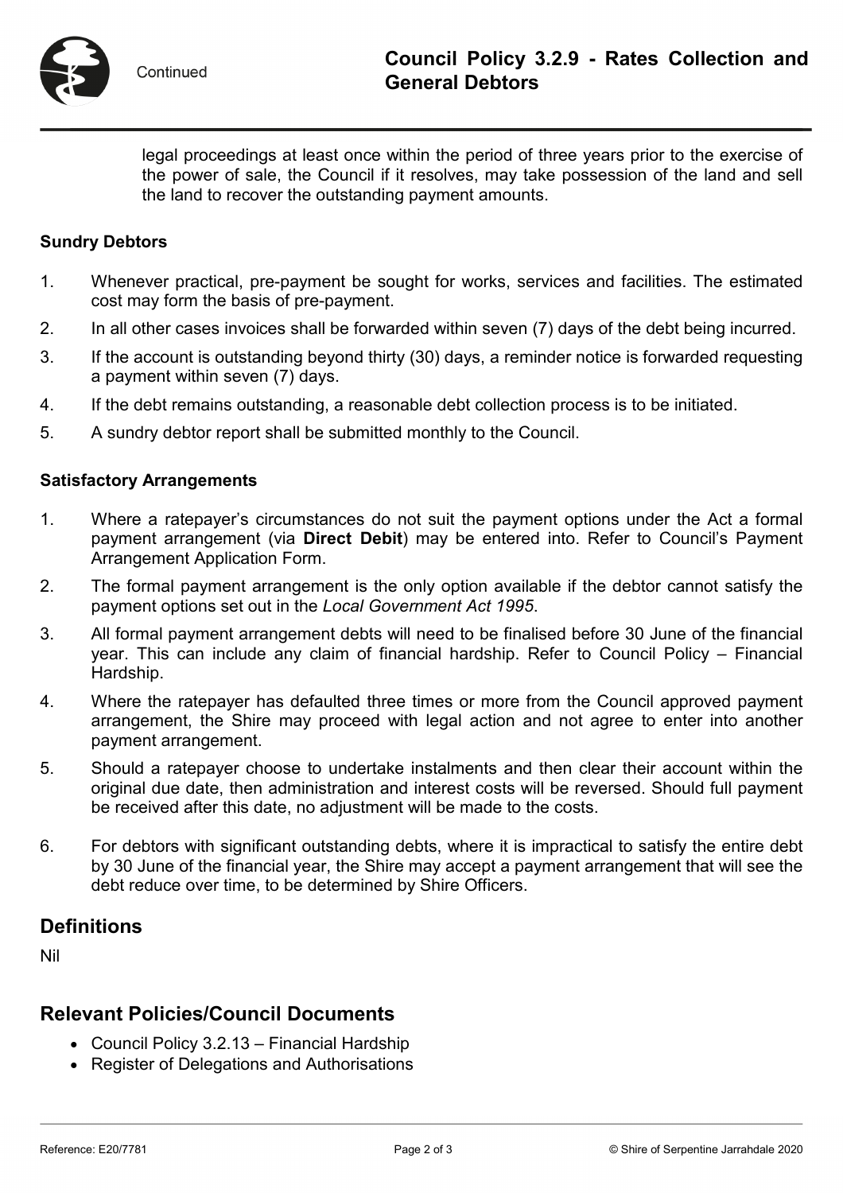legal proceedings at least once within the period of three years prior to the exercise of the power of sale, the Council if it resolves, may take possession of the land and sell the land to recover the outstanding payment amounts.

**Sundry Debtors**

1. Whenever practical, pre-payment be sought for works, services and facilities. The estimated cost may form the basis of pre-payment.
2. In all other cases invoices shall be forwarded within seven (7) days of the debt being incurred.
3. If the account is outstanding beyond thirty (30) days, a reminder notice is forwarded requesting a payment within seven (7) days.
4. If the debt remains outstanding, a reasonable debt collection process is to be initiated.
5. A sundry debtor report shall be submitted monthly to the Council.

**Satisfactory Arrangements**

1. Where a ratepayer's circumstances do not suit the payment options under the Act a formal payment arrangement (via **Direct Debit**) may be entered into. Refer to Council's Payment Arrangement Application Form.
2. The formal payment arrangement is the only option available if the debtor cannot satisfy the payment options set out in the *Local Government Act 1995*.
3. All formal payment arrangement debts will need to be finalised before 30 June of the financial year. This can include any claim of financial hardship. Refer to Council Policy – Financial Hardship.
4. Where the ratepayer has defaulted three times or more from the Council approved payment arrangement, the Shire may proceed with legal action and not agree to enter into another payment arrangement.
5. Should a ratepayer choose to undertake instalments and then clear their account within the original due date, then administration and interest costs will be reversed. Should full payment be received after this date, no adjustment will be made to the costs.
6. For debtors with significant outstanding debts, where it is impractical to satisfy the entire debt by 30 June of the financial year, the Shire may accept a payment arrangement that will see the debt reduce over time, to be determined by Shire Officers.

## Definitions

Nil

## Relevant Policies/Council Documents

- Council Policy 3.2.13 – Financial Hardship
- Register of Delegations and Authorisations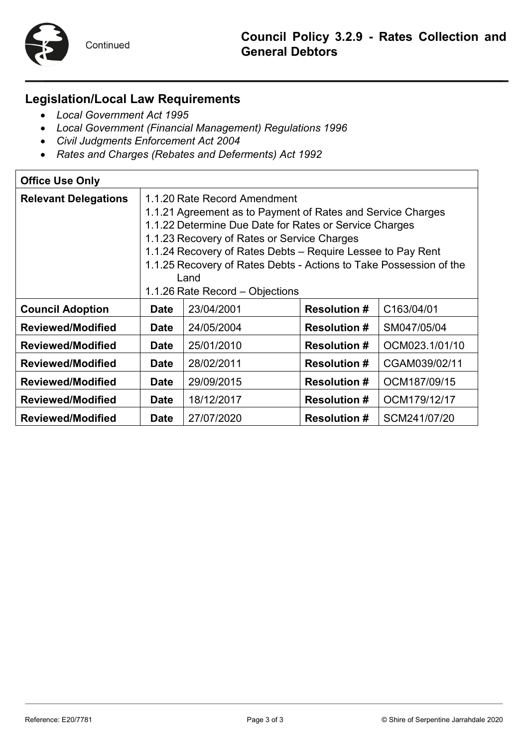## Legislation/Local Law Requirements

- *Local Government Act 1995*
- *Local Government (Financial Management) Regulations 1996*
- *Civil Judgments Enforcement Act 2004*
- *Rates and Charges (Rebates and Deferments) Act 1992*

| **Office Use Only** | | | | |
|---|---|---|---|---|
| **Relevant Delegations** | 1.1.20 Rate Record Amendment<br>1.1.21 Agreement as to Payment of Rates and Service Charges<br>1.1.22 Determine Due Date for Rates or Service Charges<br>1.1.23 Recovery of Rates or Service Charges<br>1.1.24 Recovery of Rates Debts – Require Lessee to Pay Rent<br>1.1.25 Recovery of Rates Debts - Actions to Take Possession of the Land<br>1.1.26 Rate Record – Objections | | | |
| **Council Adoption** | **Date** | 23/04/2001 | **Resolution #** | C163/04/01 |
| **Reviewed/Modified** | **Date** | 24/05/2004 | **Resolution #** | SM047/05/04 |
| **Reviewed/Modified** | **Date** | 25/01/2010 | **Resolution #** | OCM023.1/01/10 |
| **Reviewed/Modified** | **Date** | 28/02/2011 | **Resolution #** | CGAM039/02/11 |
| **Reviewed/Modified** | **Date** | 29/09/2015 | **Resolution #** | OCM187/09/15 |
| **Reviewed/Modified** | **Date** | 18/12/2017 | **Resolution #** | OCM179/12/17 |
| **Reviewed/Modified** | **Date** | 27/07/2020 | **Resolution #** | SCM241/07/20 |